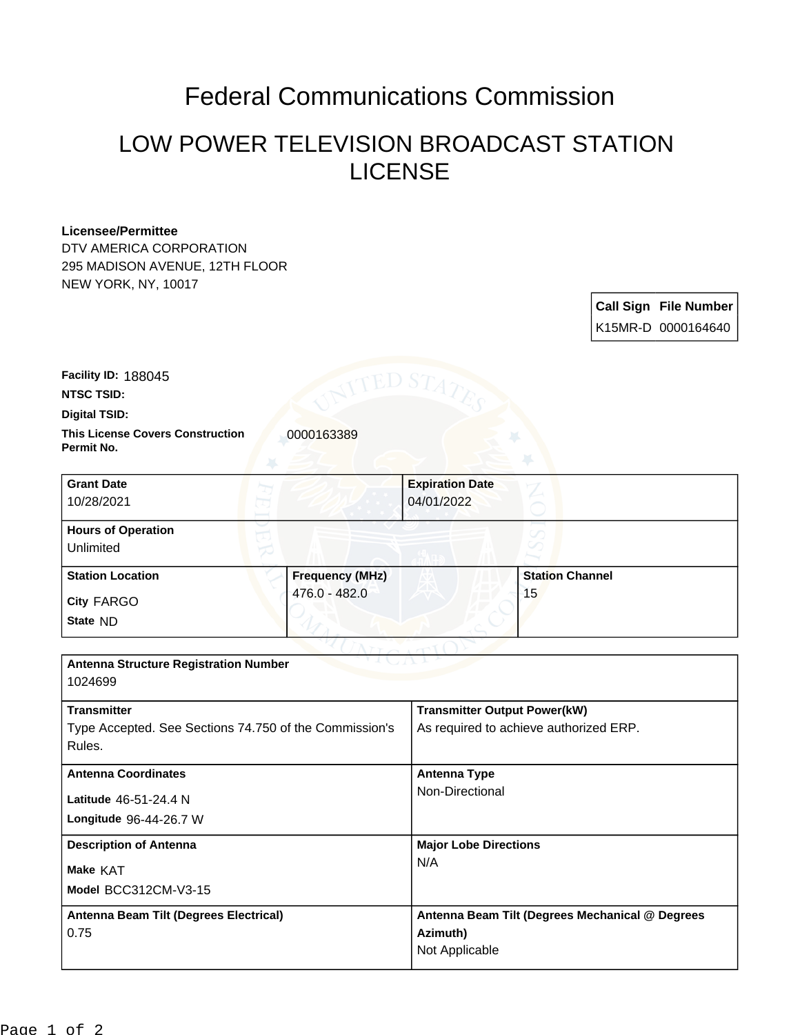# Federal Communications Commission

## LOW POWER TELEVISION BROADCAST STATION LICENSE

**Licensee/Permittee**
DTV AMERICA CORPORATION
295 MADISON AVENUE, 12TH FLOOR
NEW YORK, NY, 10017

| Call Sign | File Number |
|---|---|
| K15MR-D | 0000164640 |

**Facility ID:** 188045

**NTSC TSID:**

**Digital TSID:**

**This License Covers Construction Permit No.** 0000163389

| Grant Date | Expiration Date |
|---|---|
| 10/28/2021 | 04/01/2022 |

**Hours of Operation**
Unlimited

| Station Location | Frequency (MHz) | Station Channel |
|---|---|---|
| City FARGO<br>State ND | 476.0 - 482.0 | 15 |

**Antenna Structure Registration Number**
1024699

| Transmitter | Transmitter Output Power(kW) |
|---|---|
| Type Accepted. See Sections 74.750 of the Commission's Rules. | As required to achieve authorized ERP. |

| Antenna Coordinates | Antenna Type |
|---|---|
| Latitude 46-51-24.4 N<br>Longitude 96-44-26.7 W | Non-Directional |

| Description of Antenna | Major Lobe Directions |
|---|---|
| Make KAT<br>Model BCC312CM-V3-15 | N/A |

| Antenna Beam Tilt (Degrees Electrical) | Antenna Beam Tilt (Degrees Mechanical @ Degrees Azimuth) |
|---|---|
| 0.75 | Not Applicable |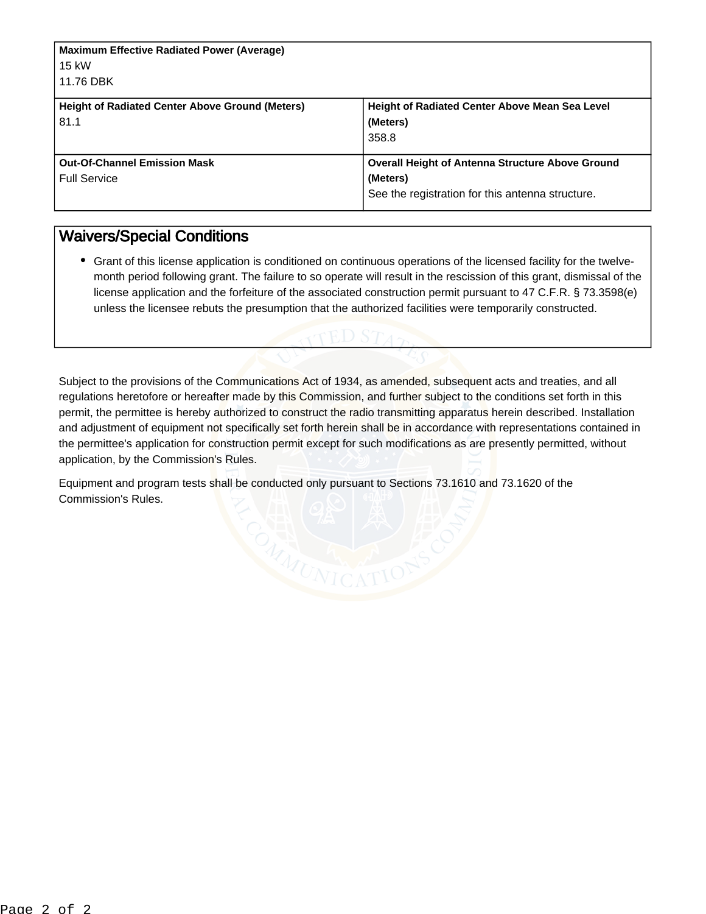| | |
|---|---|
| **Maximum Effective Radiated Power (Average)**<br>15 kW<br>11.76 DBK | |
| **Height of Radiated Center Above Ground (Meters)**<br>81.1 | **Height of Radiated Center Above Mean Sea Level (Meters)**<br>358.8 |
| **Out-Of-Channel Emission Mask**<br>Full Service | **Overall Height of Antenna Structure Above Ground (Meters)**<br>See the registration for this antenna structure. |

## Waivers/Special Conditions

- Grant of this license application is conditioned on continuous operations of the licensed facility for the twelve-month period following grant. The failure to so operate will result in the rescission of this grant, dismissal of the license application and the forfeiture of the associated construction permit pursuant to 47 C.F.R. § 73.3598(e) unless the licensee rebuts the presumption that the authorized facilities were temporarily constructed.

Subject to the provisions of the Communications Act of 1934, as amended, subsequent acts and treaties, and all regulations heretofore or hereafter made by this Commission, and further subject to the conditions set forth in this permit, the permittee is hereby authorized to construct the radio transmitting apparatus herein described. Installation and adjustment of equipment not specifically set forth herein shall be in accordance with representations contained in the permittee's application for construction permit except for such modifications as are presently permitted, without application, by the Commission's Rules.

Equipment and program tests shall be conducted only pursuant to Sections 73.1610 and 73.1620 of the Commission's Rules.